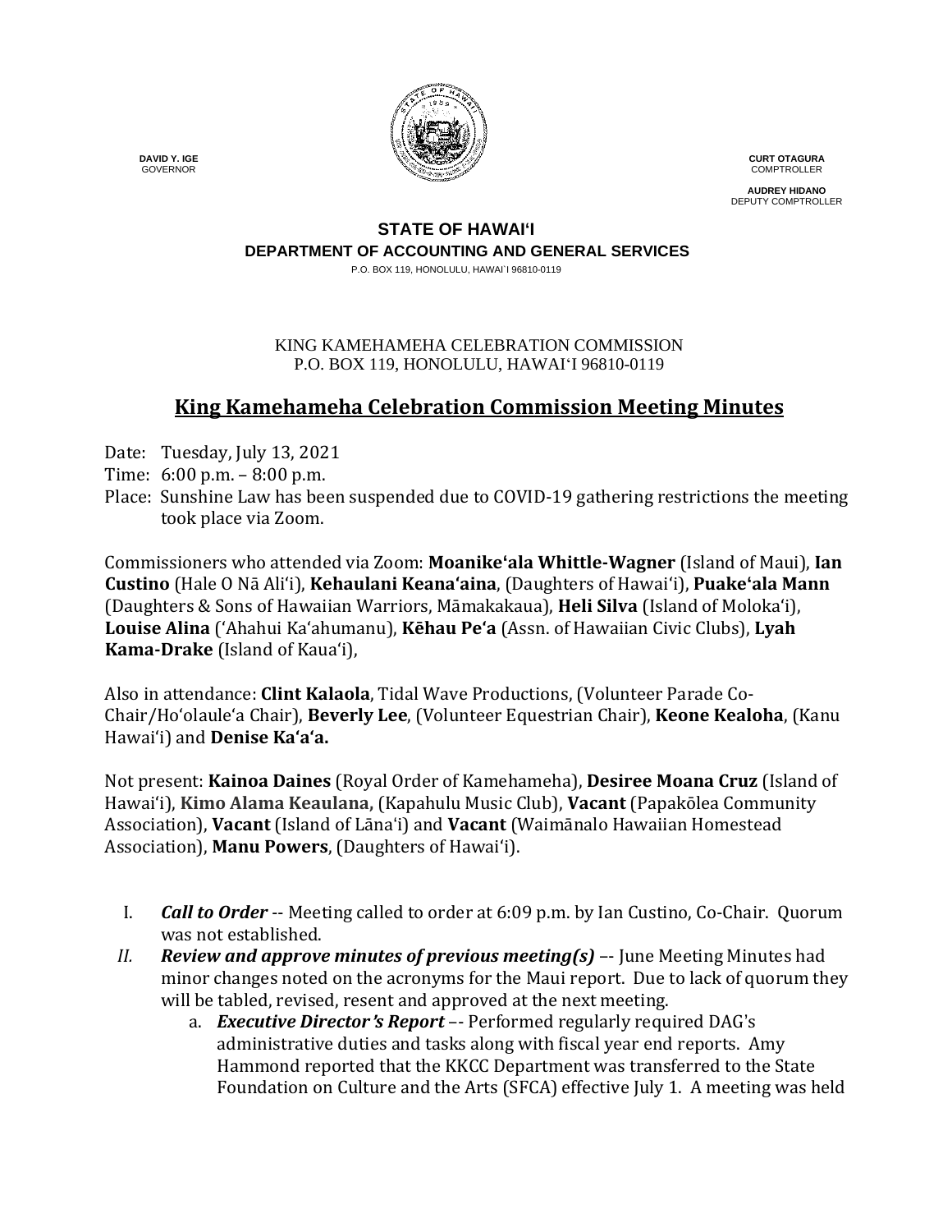DAVID Y. IGE
GOVERNOR

CURT OTAGURA
COMPTROLLER

AUDREY HIDANO
DEPUTY COMPTROLLER

**STATE OF HAWAIʻI**
**DEPARTMENT OF ACCOUNTING AND GENERAL SERVICES**
P.O. BOX 119, HONOLULU, HAWAI`I 96810-0119

KING KAMEHAMEHA CELEBRATION COMMISSION
P.O. BOX 119, HONOLULU, HAWAIʻI 96810-0119

# King Kamehameha Celebration Commission Meeting Minutes

Date: Tuesday, July 13, 2021
Time: 6:00 p.m. – 8:00 p.m.
Place: Sunshine Law has been suspended due to COVID-19 gathering restrictions the meeting took place via Zoom.

Commissioners who attended via Zoom: **Moanikeʻala Whittle-Wagner** (Island of Maui), **Ian Custino** (Hale O Nā Aliʻi), **Kehaulani Keanaʻaina**, (Daughters of Hawaiʻi), **Puakeʻala Mann** (Daughters & Sons of Hawaiian Warriors, Māmakakaua), **Heli Silva** (Island of Molokaʻi), **Louise Alina** (ʻAhahui Kaʻahumanu), **Kēhau Peʻa** (Assn. of Hawaiian Civic Clubs), **Lyah Kama-Drake** (Island of Kauaʻi),

Also in attendance: **Clint Kalaola**, Tidal Wave Productions, (Volunteer Parade Co-Chair/Hoʻolauleʻa Chair), **Beverly Lee**, (Volunteer Equestrian Chair), **Keone Kealoha**, (Kanu Hawaiʻi) and **Denise Kaʻaʻa.**

Not present: **Kainoa Daines** (Royal Order of Kamehameha), **Desiree Moana Cruz** (Island of Hawaiʻi), **Kimo Alama Keaulana,** (Kapahulu Music Club), **Vacant** (Papakōlea Community Association), **Vacant** (Island of Lānaʻi) and **Vacant** (Waimānalo Hawaiian Homestead Association), **Manu Powers**, (Daughters of Hawaiʻi).

I. ***Call to Order*** -- Meeting called to order at 6:09 p.m. by Ian Custino, Co-Chair. Quorum was not established.

II. ***Review and approve minutes of previous meeting(s)*** –- June Meeting Minutes had minor changes noted on the acronyms for the Maui report. Due to lack of quorum they will be tabled, revised, resent and approved at the next meeting.

   a. ***Executive Director's Report*** –- Performed regularly required DAG's administrative duties and tasks along with fiscal year end reports. Amy Hammond reported that the KKCC Department was transferred to the State Foundation on Culture and the Arts (SFCA) effective July 1. A meeting was held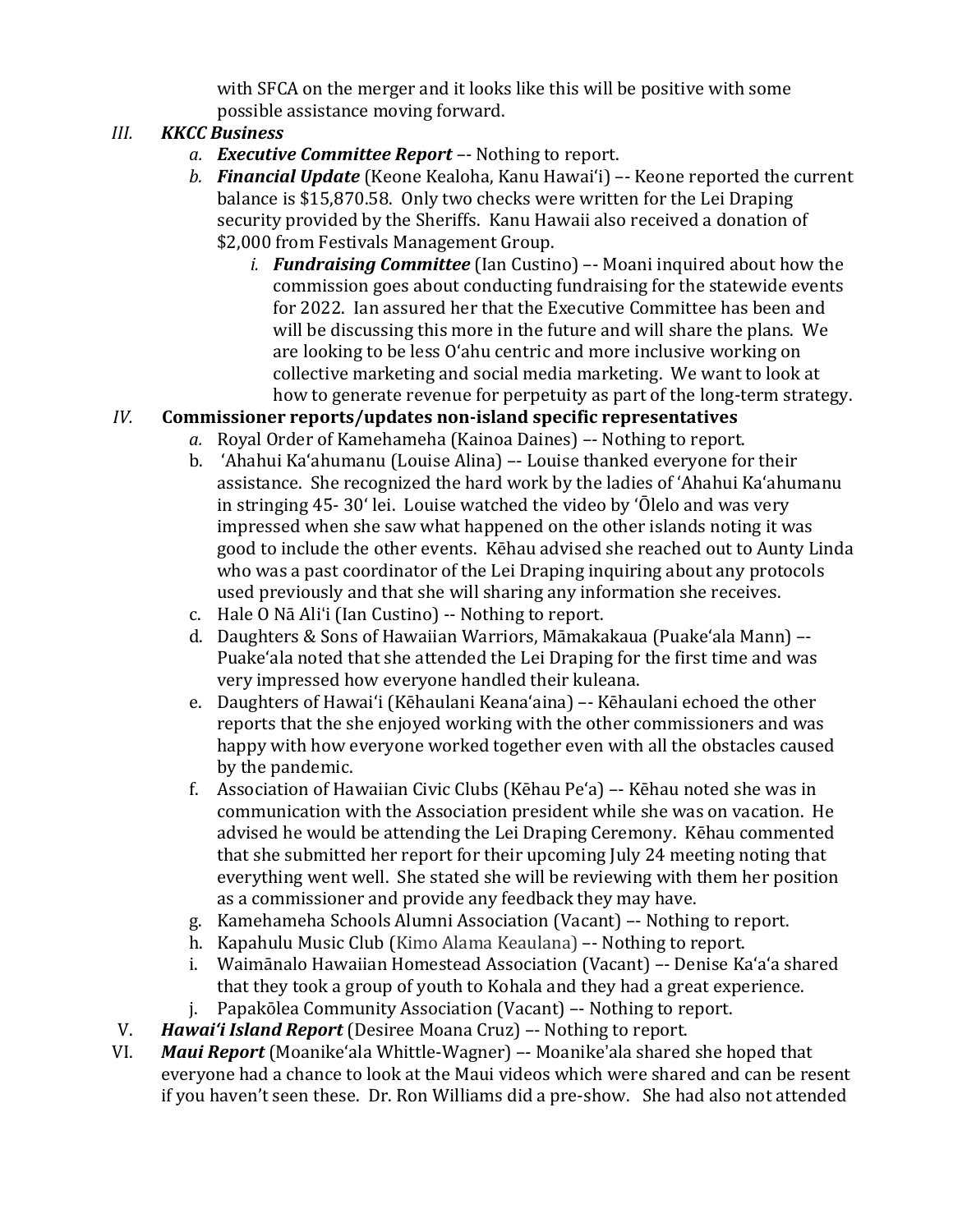with SFCA on the merger and it looks like this will be positive with some possible assistance moving forward.

III. ***KKCC Business***

a. ***Executive Committee Report*** –- Nothing to report.

b. ***Financial Update*** (Keone Kealoha, Kanu Hawaiʻi) –- Keone reported the current balance is $15,870.58. Only two checks were written for the Lei Draping security provided by the Sheriffs. Kanu Hawaii also received a donation of $2,000 from Festivals Management Group.

i. ***Fundraising Committee*** (Ian Custino) –- Moani inquired about how the commission goes about conducting fundraising for the statewide events for 2022. Ian assured her that the Executive Committee has been and will be discussing this more in the future and will share the plans. We are looking to be less Oʻahu centric and more inclusive working on collective marketing and social media marketing. We want to look at how to generate revenue for perpetuity as part of the long-term strategy.

IV. **Commissioner reports/updates non-island specific representatives**

a. Royal Order of Kamehameha (Kainoa Daines) –- Nothing to report.

b. ʻAhahui Kaʻahumanu (Louise Alina) –- Louise thanked everyone for their assistance. She recognized the hard work by the ladies of ʻAhahui Kaʻahumanu in stringing 45- 30ʻ lei. Louise watched the video by ʻŌlelo and was very impressed when she saw what happened on the other islands noting it was good to include the other events. Kēhau advised she reached out to Aunty Linda who was a past coordinator of the Lei Draping inquiring about any protocols used previously and that she will sharing any information she receives.

c. Hale O Nā Aliʻi (Ian Custino) -- Nothing to report.

d. Daughters & Sons of Hawaiian Warriors, Māmakakaua (Puakeʻala Mann) –- Puakeʻala noted that she attended the Lei Draping for the first time and was very impressed how everyone handled their kuleana.

e. Daughters of Hawaiʻi (Kēhaulani Keanaʻaina) –- Kēhaulani echoed the other reports that the she enjoyed working with the other commissioners and was happy with how everyone worked together even with all the obstacles caused by the pandemic.

f. Association of Hawaiian Civic Clubs (Kēhau Peʻa) –- Kēhau noted she was in communication with the Association president while she was on vacation. He advised he would be attending the Lei Draping Ceremony. Kēhau commented that she submitted her report for their upcoming July 24 meeting noting that everything went well. She stated she will be reviewing with them her position as a commissioner and provide any feedback they may have.

g. Kamehameha Schools Alumni Association (Vacant) –- Nothing to report.

h. Kapahulu Music Club (Kimo Alama Keaulana) –- Nothing to report.

i. Waimānalo Hawaiian Homestead Association (Vacant) –- Denise Kaʻaʻa shared that they took a group of youth to Kohala and they had a great experience.

j. Papakōlea Community Association (Vacant) –- Nothing to report.

V. ***Hawaiʻi Island Report*** (Desiree Moana Cruz) –- Nothing to report.

VI. ***Maui Report*** (Moanikeʻala Whittle-Wagner) –- Moanikeʻala shared she hoped that everyone had a chance to look at the Maui videos which were shared and can be resent if you haven't seen these. Dr. Ron Williams did a pre-show. She had also not attended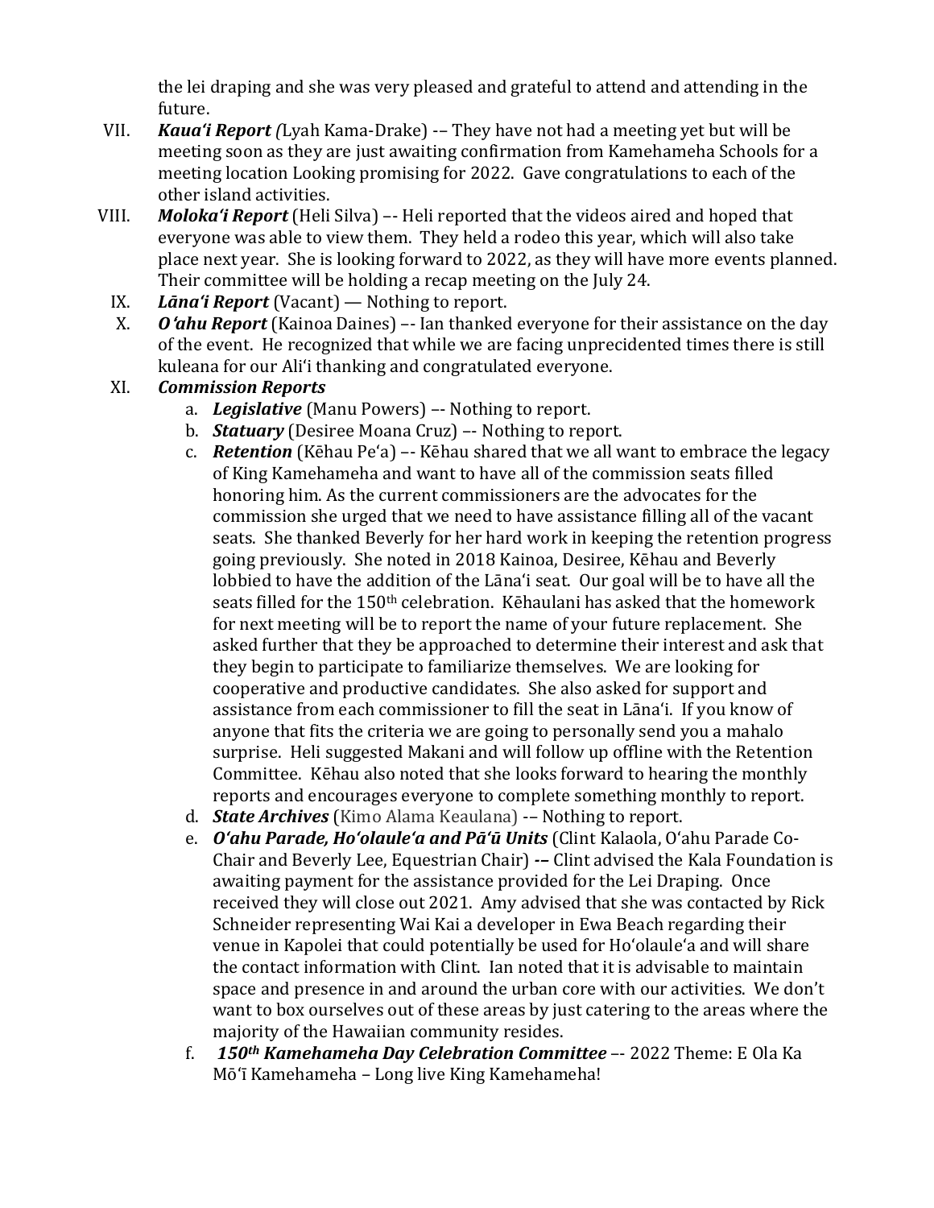the lei draping and she was very pleased and grateful to attend and attending in the future.

VII. ***Kauaʻi Report*** *(*Lyah Kama-Drake) -– They have not had a meeting yet but will be meeting soon as they are just awaiting confirmation from Kamehameha Schools for a meeting location Looking promising for 2022. Gave congratulations to each of the other island activities.

VIII. ***Molokaʻi Report*** (Heli Silva) –- Heli reported that the videos aired and hoped that everyone was able to view them. They held a rodeo this year, which will also take place next year. She is looking forward to 2022, as they will have more events planned. Their committee will be holding a recap meeting on the July 24.

IX. ***Lānaʻi Report*** (Vacant) — Nothing to report.

X. ***Oʻahu Report*** (Kainoa Daines) –- Ian thanked everyone for their assistance on the day of the event. He recognized that while we are facing unprecidented times there is still kuleana for our Aliʻi thanking and congratulated everyone.

XI. ***Commission Reports***

a. ***Legislative*** (Manu Powers) –- Nothing to report.

b. ***Statuary*** (Desiree Moana Cruz) –- Nothing to report.

c. ***Retention*** (Kēhau Peʻa) –- Kēhau shared that we all want to embrace the legacy of King Kamehameha and want to have all of the commission seats filled honoring him. As the current commissioners are the advocates for the commission she urged that we need to have assistance filling all of the vacant seats. She thanked Beverly for her hard work in keeping the retention progress going previously. She noted in 2018 Kainoa, Desiree, Kēhau and Beverly lobbied to have the addition of the Lānaʻi seat. Our goal will be to have all the seats filled for the 150th celebration. Kēhaulani has asked that the homework for next meeting will be to report the name of your future replacement. She asked further that they be approached to determine their interest and ask that they begin to participate to familiarize themselves. We are looking for cooperative and productive candidates. She also asked for support and assistance from each commissioner to fill the seat in Lānaʻi. If you know of anyone that fits the criteria we are going to personally send you a mahalo surprise. Heli suggested Makani and will follow up offline with the Retention Committee. Kēhau also noted that she looks forward to hearing the monthly reports and encourages everyone to complete something monthly to report.

d. ***State Archives*** (Kimo Alama Keaulana) -– Nothing to report.

e. ***Oʻahu Parade, Hoʻolauleʻa and Pāʻū Units*** (Clint Kalaola, Oʻahu Parade Co-Chair and Beverly Lee, Equestrian Chair) **-–** Clint advised the Kala Foundation is awaiting payment for the assistance provided for the Lei Draping. Once received they will close out 2021. Amy advised that she was contacted by Rick Schneider representing Wai Kai a developer in Ewa Beach regarding their venue in Kapolei that could potentially be used for Hoʻolauleʻa and will share the contact information with Clint. Ian noted that it is advisable to maintain space and presence in and around the urban core with our activities. We don't want to box ourselves out of these areas by just catering to the areas where the majority of the Hawaiian community resides.

f. ***150th Kamehameha Day Celebration Committee*** –- 2022 Theme: E Ola Ka Mōʻī Kamehameha – Long live King Kamehameha!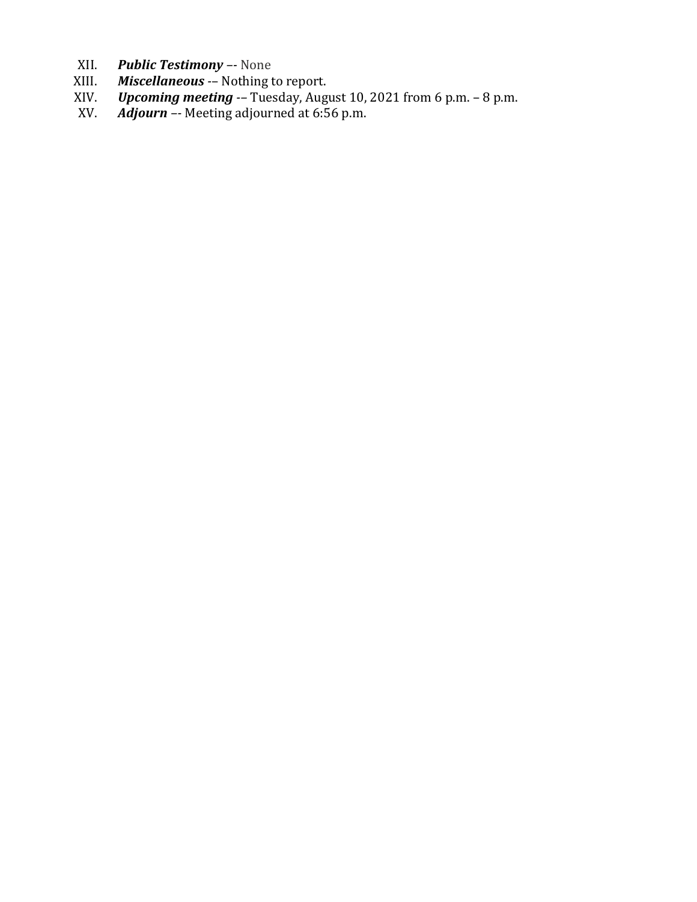XII. ***Public Testimony*** –- None

XIII. ***Miscellaneous*** -– Nothing to report.

XIV. ***Upcoming meeting*** -– Tuesday, August 10, 2021 from 6 p.m. – 8 p.m.

XV. ***Adjourn*** –- Meeting adjourned at 6:56 p.m.